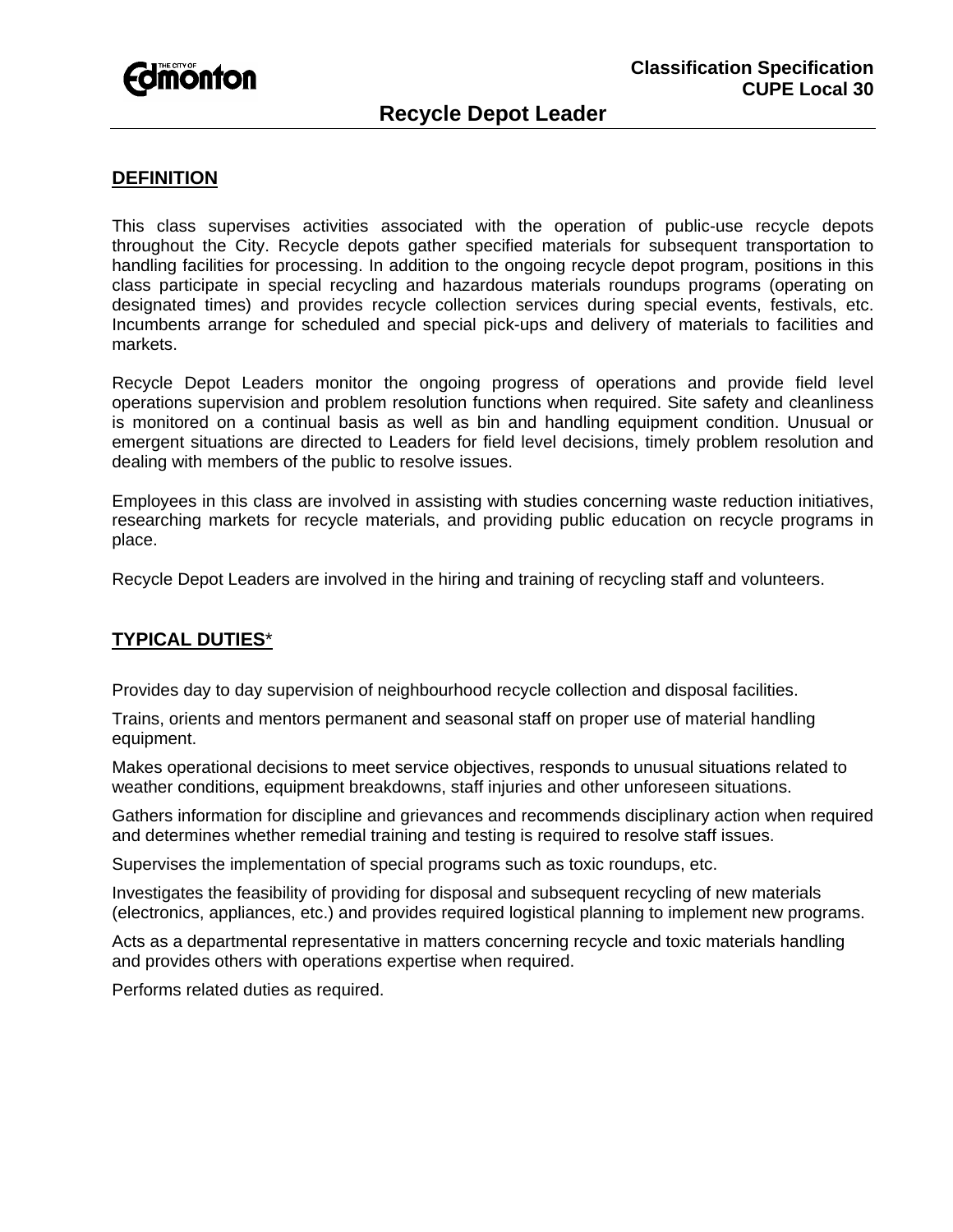Classification Specification
CUPE Local 30

# Recycle Depot Leader

## DEFINITION

This class supervises activities associated with the operation of public-use recycle depots throughout the City. Recycle depots gather specified materials for subsequent transportation to handling facilities for processing. In addition to the ongoing recycle depot program, positions in this class participate in special recycling and hazardous materials roundups programs (operating on designated times) and provides recycle collection services during special events, festivals, etc. Incumbents arrange for scheduled and special pick-ups and delivery of materials to facilities and markets.

Recycle Depot Leaders monitor the ongoing progress of operations and provide field level operations supervision and problem resolution functions when required. Site safety and cleanliness is monitored on a continual basis as well as bin and handling equipment condition. Unusual or emergent situations are directed to Leaders for field level decisions, timely problem resolution and dealing with members of the public to resolve issues.

Employees in this class are involved in assisting with studies concerning waste reduction initiatives, researching markets for recycle materials, and providing public education on recycle programs in place.

Recycle Depot Leaders are involved in the hiring and training of recycling staff and volunteers.

## TYPICAL DUTIES*

Provides day to day supervision of neighbourhood recycle collection and disposal facilities.

Trains, orients and mentors permanent and seasonal staff on proper use of material handling equipment.

Makes operational decisions to meet service objectives, responds to unusual situations related to weather conditions, equipment breakdowns, staff injuries and other unforeseen situations.

Gathers information for discipline and grievances and recommends disciplinary action when required and determines whether remedial training and testing is required to resolve staff issues.

Supervises the implementation of special programs such as toxic roundups, etc.

Investigates the feasibility of providing for disposal and subsequent recycling of new materials (electronics, appliances, etc.) and provides required logistical planning to implement new programs.

Acts as a departmental representative in matters concerning recycle and toxic materials handling and provides others with operations expertise when required.

Performs related duties as required.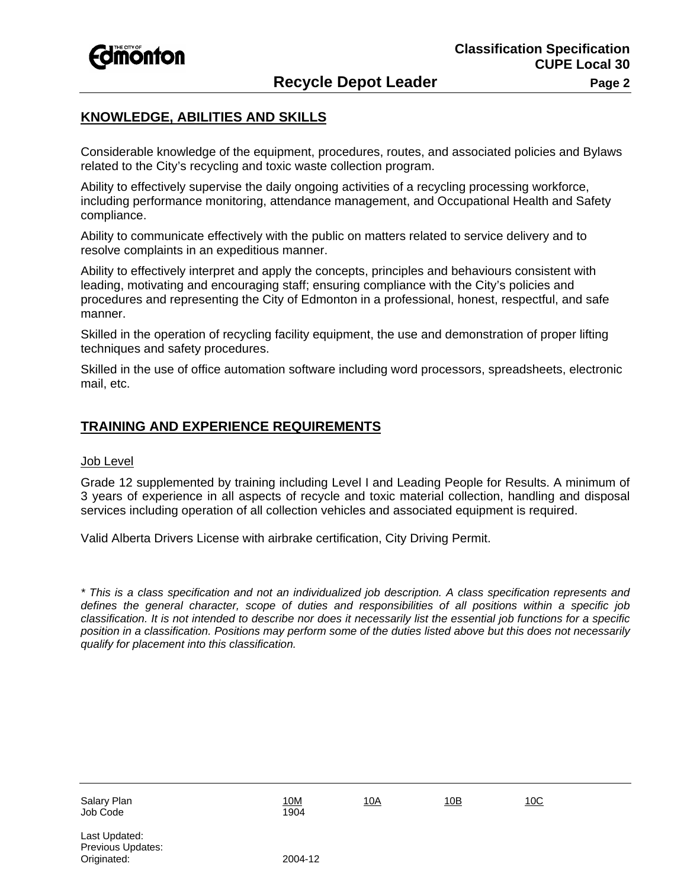## KNOWLEDGE, ABILITIES AND SKILLS

Considerable knowledge of the equipment, procedures, routes, and associated policies and Bylaws related to the City's recycling and toxic waste collection program.

Ability to effectively supervise the daily ongoing activities of a recycling processing workforce, including performance monitoring, attendance management, and Occupational Health and Safety compliance.

Ability to communicate effectively with the public on matters related to service delivery and to resolve complaints in an expeditious manner.

Ability to effectively interpret and apply the concepts, principles and behaviours consistent with leading, motivating and encouraging staff; ensuring compliance with the City's policies and procedures and representing the City of Edmonton in a professional, honest, respectful, and safe manner.

Skilled in the operation of recycling facility equipment, the use and demonstration of proper lifting techniques and safety procedures.

Skilled in the use of office automation software including word processors, spreadsheets, electronic mail, etc.

## TRAINING AND EXPERIENCE REQUIREMENTS

Job Level

Grade 12 supplemented by training including Level I and Leading People for Results. A minimum of 3 years of experience in all aspects of recycle and toxic material collection, handling and disposal services including operation of all collection vehicles and associated equipment is required.

Valid Alberta Drivers License with airbrake certification, City Driving Permit.

*\* This is a class specification and not an individualized job description. A class specification represents and defines the general character, scope of duties and responsibilities of all positions within a specific job classification. It is not intended to describe nor does it necessarily list the essential job functions for a specific position in a classification. Positions may perform some of the duties listed above but this does not necessarily qualify for placement into this classification.*

| | | | | |
|---|---|---|---|---|
| Salary Plan | 10M | 10A | 10B | 10C |
| Job Code | 1904 | | | |
| Last Updated: | | | | |
| Previous Updates: | | | | |
| Originated: | 2004-12 | | | |